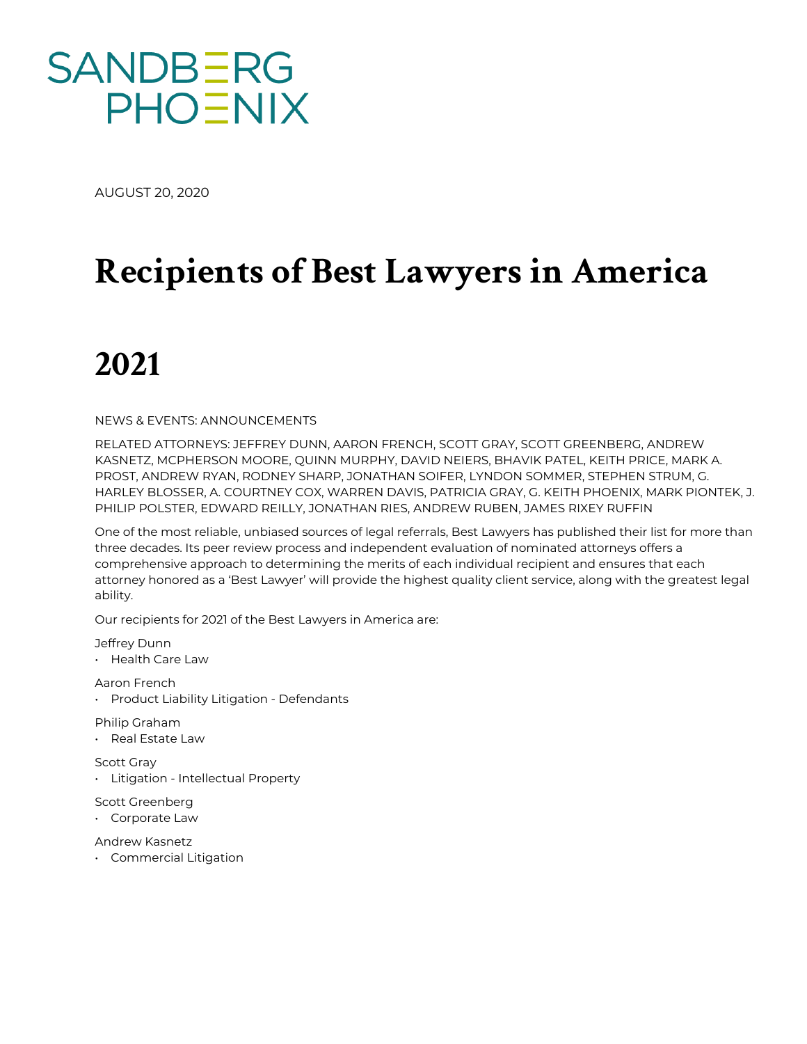SANDBERG PHOENIX

AUGUST 20, 2020

# Recipients of Best Lawyers in America

# 2021

NEWS & EVENTS: ANNOUNCEMENTS

RELATED ATTORNEYS: JEFFREY DUNN, AARON FRENCH, SCOTT GRAY, SCOTT GREENBERG, ANDREW KASNETZ, MCPHERSON MOORE, QUINN MURPHY, DAVID NEIERS, BHAVIK PATEL, KEITH PRICE, MARK A. PROST, ANDREW RYAN, RODNEY SHARP, JONATHAN SOIFER, LYNDON SOMMER, STEPHEN STRUM, G. HARLEY BLOSSER, A. COURTNEY COX, WARREN DAVIS, PATRICIA GRAY, G. KEITH PHOENIX, MARK PIONTEK, J. PHILIP POLSTER, EDWARD REILLY, JONATHAN RIES, ANDREW RUBEN, JAMES RIXEY RUFFIN

One of the most reliable, unbiased sources of legal referrals, Best Lawyers has published their list for more than three decades. Its peer review process and independent evaluation of nominated attorneys offers a comprehensive approach to determining the merits of each individual recipient and ensures that each attorney honored as a 'Best Lawyer' will provide the highest quality client service, along with the greatest legal ability.

Our recipients for 2021 of the Best Lawyers in America are:

Jeffrey Dunn
- Health Care Law

Aaron French
- Product Liability Litigation - Defendants

Philip Graham
- Real Estate Law

Scott Gray
- Litigation - Intellectual Property

Scott Greenberg
- Corporate Law

Andrew Kasnetz
- Commercial Litigation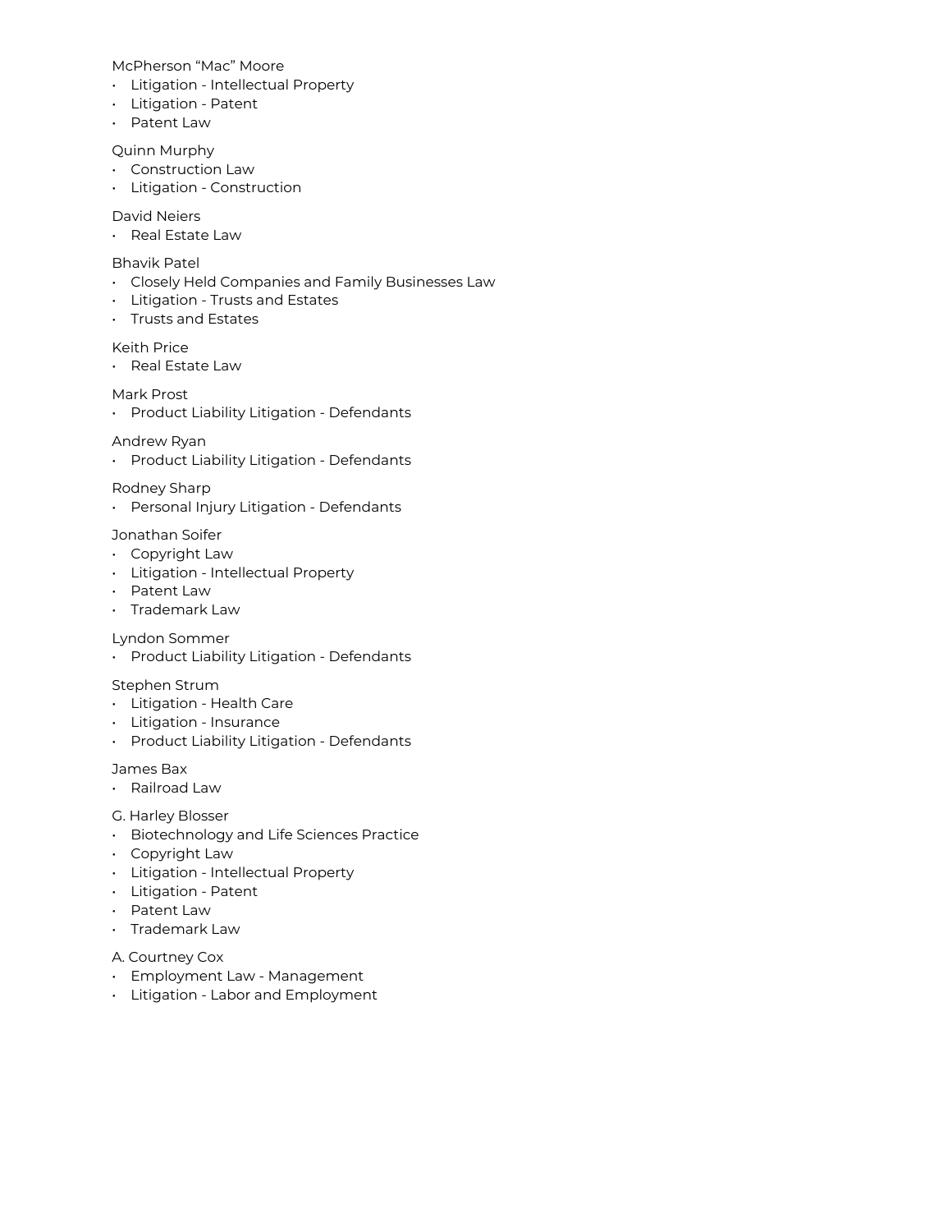McPherson "Mac" Moore
- Litigation - Intellectual Property
- Litigation - Patent
- Patent Law

Quinn Murphy
- Construction Law
- Litigation - Construction

David Neiers
- Real Estate Law

Bhavik Patel
- Closely Held Companies and Family Businesses Law
- Litigation - Trusts and Estates
- Trusts and Estates

Keith Price
- Real Estate Law

Mark Prost
- Product Liability Litigation - Defendants

Andrew Ryan
- Product Liability Litigation - Defendants

Rodney Sharp
- Personal Injury Litigation - Defendants

Jonathan Soifer
- Copyright Law
- Litigation - Intellectual Property
- Patent Law
- Trademark Law

Lyndon Sommer
- Product Liability Litigation - Defendants

Stephen Strum
- Litigation - Health Care
- Litigation - Insurance
- Product Liability Litigation - Defendants

James Bax
- Railroad Law

G. Harley Blosser
- Biotechnology and Life Sciences Practice
- Copyright Law
- Litigation - Intellectual Property
- Litigation - Patent
- Patent Law
- Trademark Law

A. Courtney Cox
- Employment Law - Management
- Litigation - Labor and Employment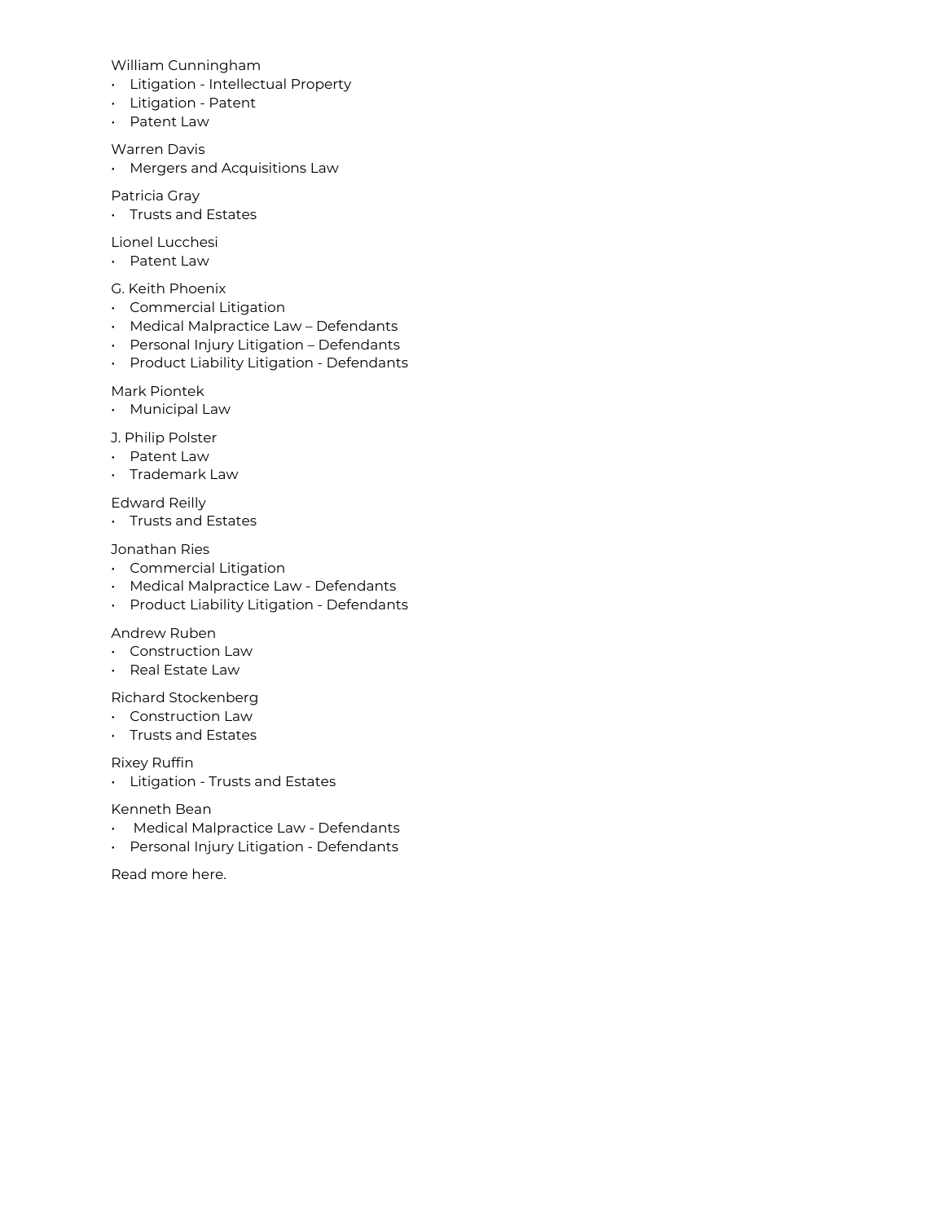William Cunningham
- Litigation - Intellectual Property
- Litigation - Patent
- Patent Law

Warren Davis
- Mergers and Acquisitions Law

Patricia Gray
- Trusts and Estates

Lionel Lucchesi
- Patent Law

G. Keith Phoenix
- Commercial Litigation
- Medical Malpractice Law – Defendants
- Personal Injury Litigation – Defendants
- Product Liability Litigation - Defendants

Mark Piontek
- Municipal Law

J. Philip Polster
- Patent Law
- Trademark Law

Edward Reilly
- Trusts and Estates

Jonathan Ries
- Commercial Litigation
- Medical Malpractice Law - Defendants
- Product Liability Litigation - Defendants

Andrew Ruben
- Construction Law
- Real Estate Law

Richard Stockenberg
- Construction Law
- Trusts and Estates

Rixey Ruffin
- Litigation - Trusts and Estates

Kenneth Bean
- Medical Malpractice Law - Defendants
- Personal Injury Litigation - Defendants

Read more here.